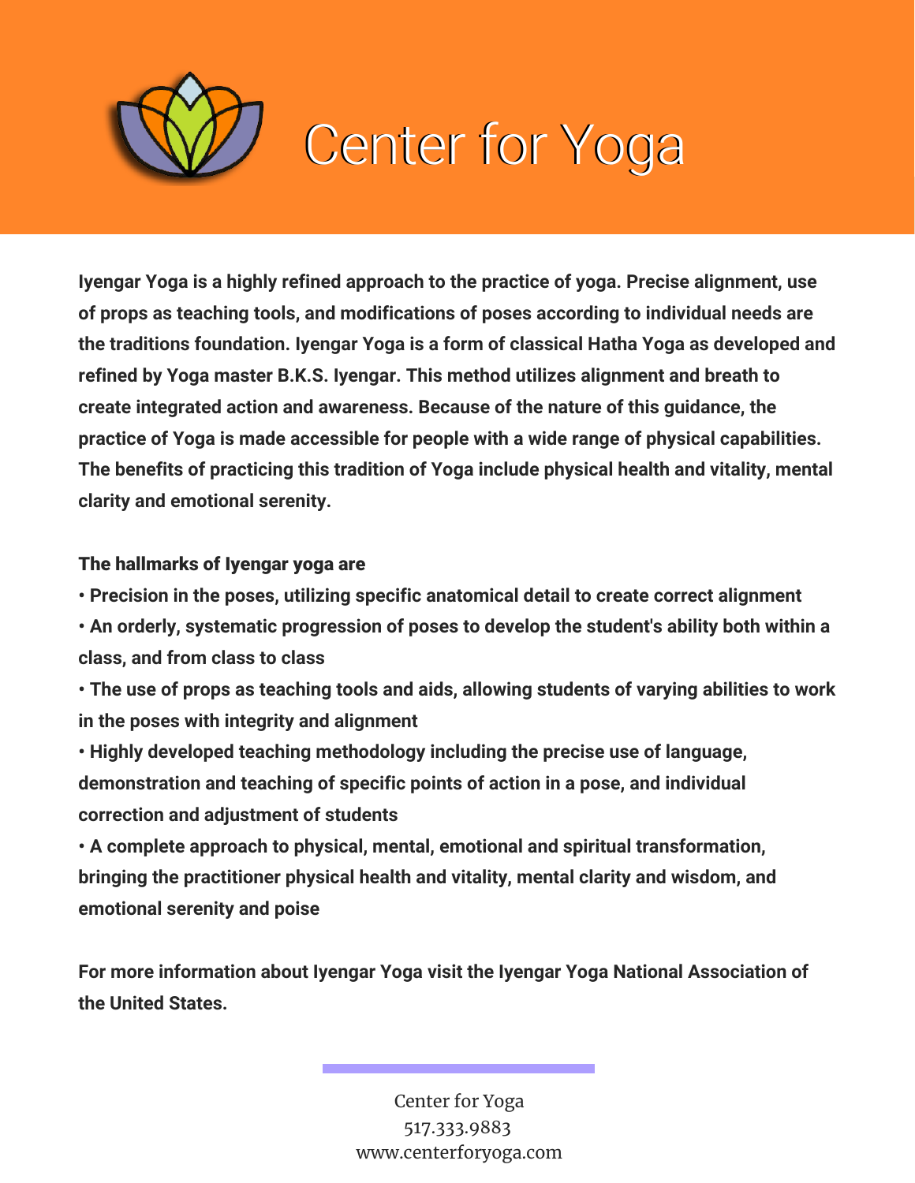# Center for Yoga

**Iyengar Yoga is a highly refined approach to the practice of yoga. Precise alignment, use of props as teaching tools, and modifications of poses according to individual needs are the traditions foundation. Iyengar Yoga is a form of classical Hatha Yoga as developed and refined by Yoga master B.K.S. Iyengar. This method utilizes alignment and breath to create integrated action and awareness. Because of the nature of this guidance, the practice of Yoga is made accessible for people with a wide range of physical capabilities. The benefits of practicing this tradition of Yoga include physical health and vitality, mental clarity and emotional serenity.**

**The hallmarks of Iyengar yoga are**

- **Precision in the poses, utilizing specific anatomical detail to create correct alignment**
- **An orderly, systematic progression of poses to develop the student's ability both within a class, and from class to class**
- **The use of props as teaching tools and aids, allowing students of varying abilities to work in the poses with integrity and alignment**
- **Highly developed teaching methodology including the precise use of language, demonstration and teaching of specific points of action in a pose, and individual correction and adjustment of students**
- **A complete approach to physical, mental, emotional and spiritual transformation, bringing the practitioner physical health and vitality, mental clarity and wisdom, and emotional serenity and poise**

**For more information about Iyengar Yoga visit the Iyengar Yoga National Association of the United States.**

Center for Yoga
517.333.9883
www.centerforyoga.com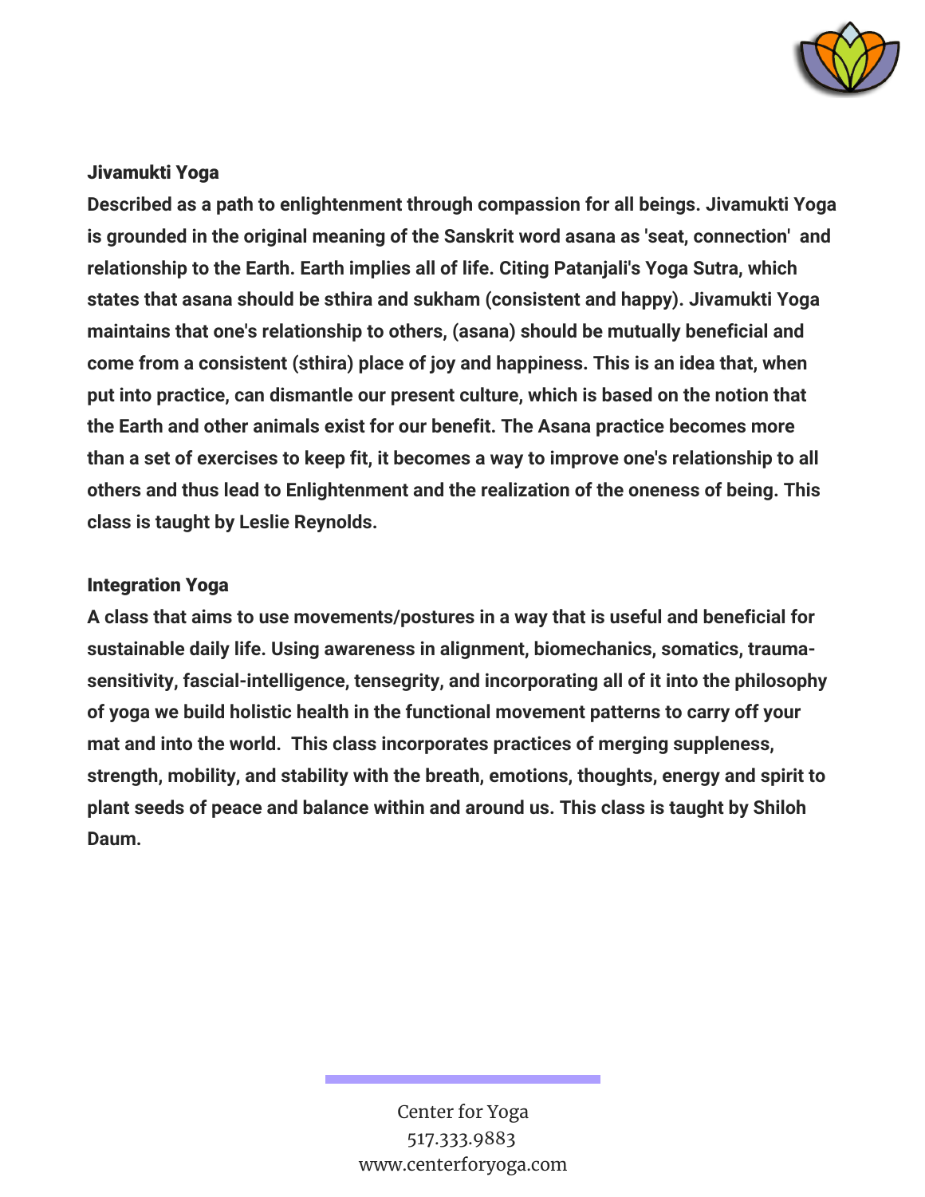## Jivamukti Yoga

**Described as a path to enlightenment through compassion for all beings. Jivamukti Yoga is grounded in the original meaning of the Sanskrit word asana as 'seat, connection' and relationship to the Earth. Earth implies all of life. Citing Patanjali's Yoga Sutra, which states that asana should be sthira and sukham (consistent and happy). Jivamukti Yoga maintains that one's relationship to others, (asana) should be mutually beneficial and come from a consistent (sthira) place of joy and happiness. This is an idea that, when put into practice, can dismantle our present culture, which is based on the notion that the Earth and other animals exist for our benefit. The Asana practice becomes more than a set of exercises to keep fit, it becomes a way to improve one's relationship to all others and thus lead to Enlightenment and the realization of the oneness of being. This class is taught by Leslie Reynolds.**

## Integration Yoga

**A class that aims to use movements/postures in a way that is useful and beneficial for sustainable daily life. Using awareness in alignment, biomechanics, somatics, trauma-sensitivity, fascial-intelligence, tensegrity, and incorporating all of it into the philosophy of yoga we build holistic health in the functional movement patterns to carry off your mat and into the world. This class incorporates practices of merging suppleness, strength, mobility, and stability with the breath, emotions, thoughts, energy and spirit to plant seeds of peace and balance within and around us. This class is taught by Shiloh Daum.**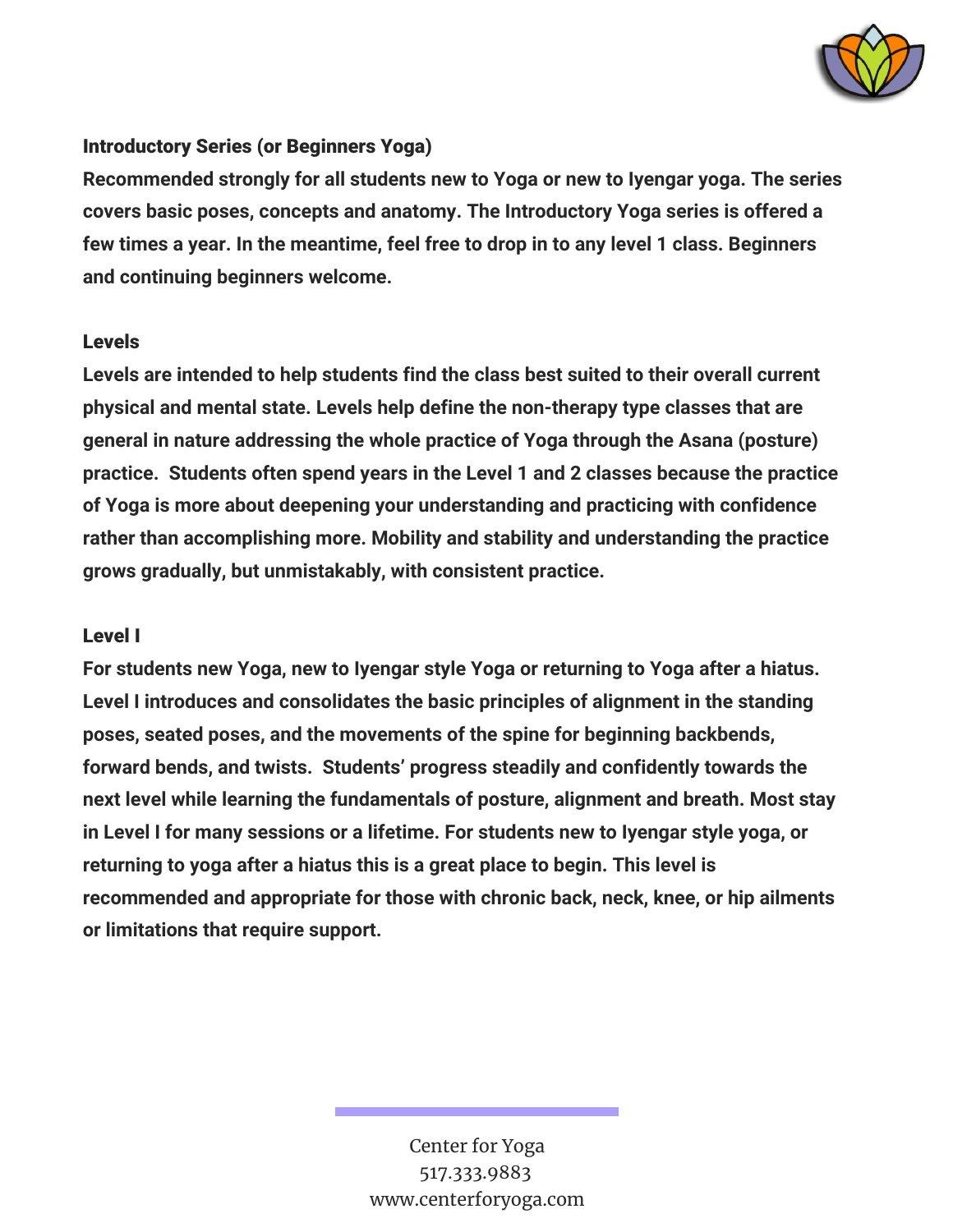## Introductory Series (or Beginners Yoga)

**Recommended strongly for all students new to Yoga or new to Iyengar yoga. The series covers basic poses, concepts and anatomy. The Introductory Yoga series is offered a few times a year. In the meantime, feel free to drop in to any level 1 class. Beginners and continuing beginners welcome.**

## Levels

**Levels are intended to help students find the class best suited to their overall current physical and mental state. Levels help define the non-therapy type classes that are general in nature addressing the whole practice of Yoga through the Asana (posture) practice. Students often spend years in the Level 1 and 2 classes because the practice of Yoga is more about deepening your understanding and practicing with confidence rather than accomplishing more. Mobility and stability and understanding the practice grows gradually, but unmistakably, with consistent practice.**

## Level I

**For students new Yoga, new to Iyengar style Yoga or returning to Yoga after a hiatus. Level I introduces and consolidates the basic principles of alignment in the standing poses, seated poses, and the movements of the spine for beginning backbends, forward bends, and twists. Students' progress steadily and confidently towards the next level while learning the fundamentals of posture, alignment and breath. Most stay in Level I for many sessions or a lifetime. For students new to Iyengar style yoga, or returning to yoga after a hiatus this is a great place to begin. This level is recommended and appropriate for those with chronic back, neck, knee, or hip ailments or limitations that require support.**

Center for Yoga
517.333.9883
www.centerforyoga.com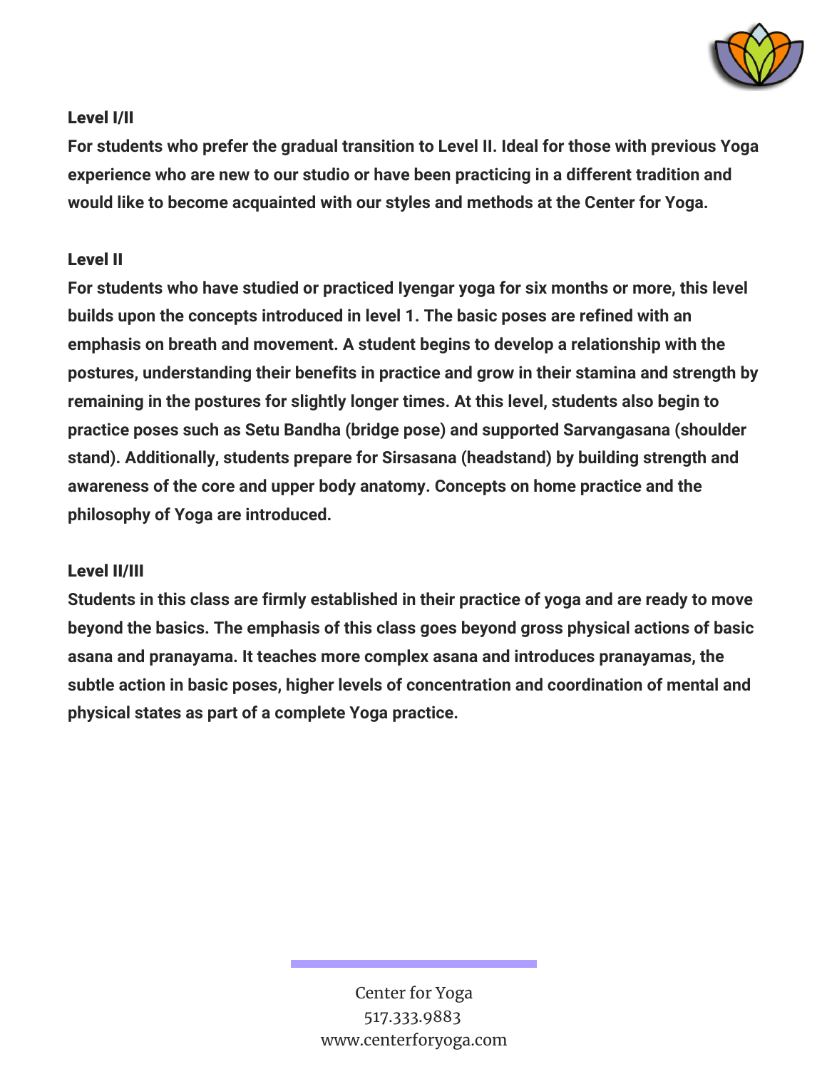### Level I/II

For students who prefer the gradual transition to Level II. Ideal for those with previous Yoga experience who are new to our studio or have been practicing in a different tradition and would like to become acquainted with our styles and methods at the Center for Yoga.

### Level II

For students who have studied or practiced Iyengar yoga for six months or more, this level builds upon the concepts introduced in level 1. The basic poses are refined with an emphasis on breath and movement. A student begins to develop a relationship with the postures, understanding their benefits in practice and grow in their stamina and strength by remaining in the postures for slightly longer times. At this level, students also begin to practice poses such as Setu Bandha (bridge pose) and supported Sarvangasana (shoulder stand). Additionally, students prepare for Sirsasana (headstand) by building strength and awareness of the core and upper body anatomy. Concepts on home practice and the philosophy of Yoga are introduced.

### Level II/III

Students in this class are firmly established in their practice of yoga and are ready to move beyond the basics. The emphasis of this class goes beyond gross physical actions of basic asana and pranayama. It teaches more complex asana and introduces pranayamas, the subtle action in basic poses, higher levels of concentration and coordination of mental and physical states as part of a complete Yoga practice.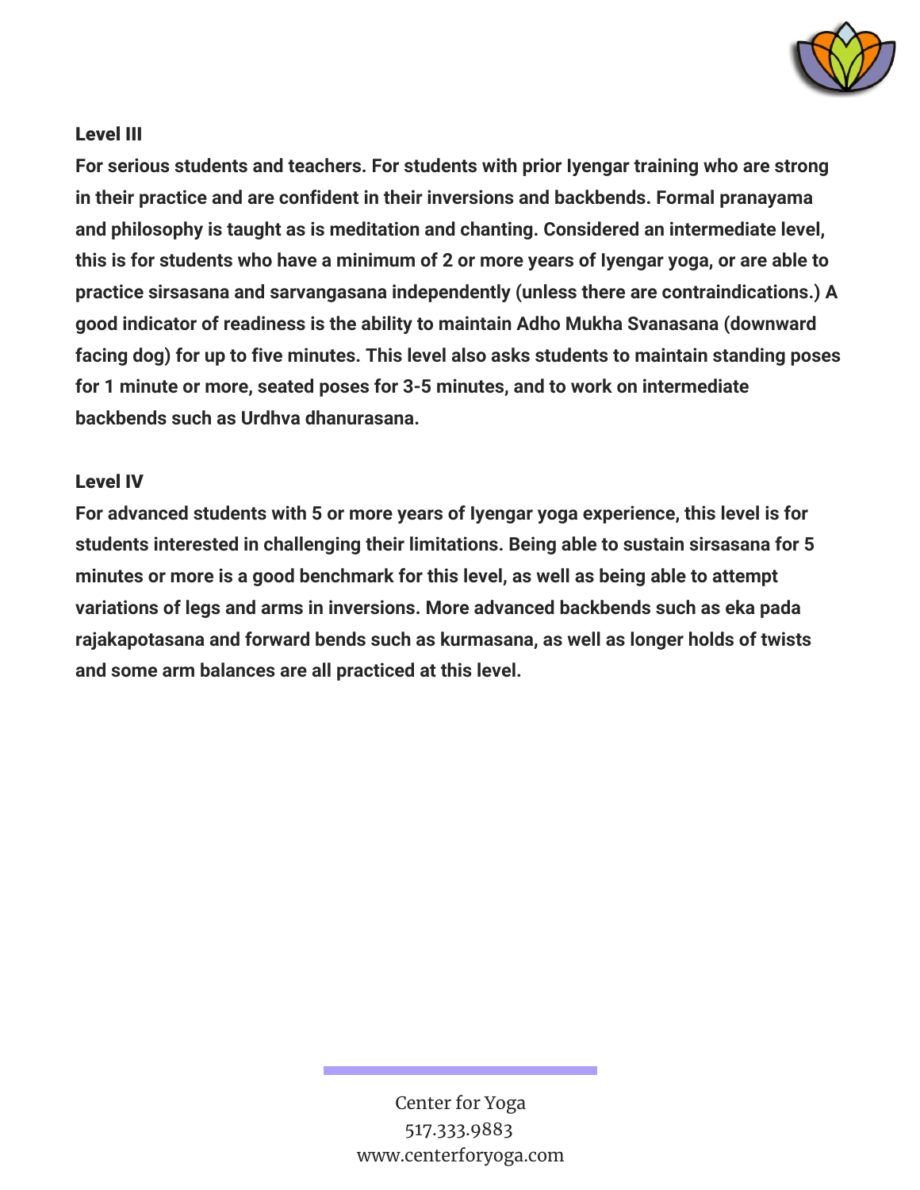### Level III

**For serious students and teachers. For students with prior Iyengar training who are strong in their practice and are confident in their inversions and backbends. Formal pranayama and philosophy is taught as is meditation and chanting. Considered an intermediate level, this is for students who have a minimum of 2 or more years of Iyengar yoga, or are able to practice sirsasana and sarvangasana independently (unless there are contraindications.) A good indicator of readiness is the ability to maintain Adho Mukha Svanasana (downward facing dog) for up to five minutes. This level also asks students to maintain standing poses for 1 minute or more, seated poses for 3-5 minutes, and to work on intermediate backbends such as Urdhva dhanurasana.**

### Level IV

**For advanced students with 5 or more years of Iyengar yoga experience, this level is for students interested in challenging their limitations. Being able to sustain sirsasana for 5 minutes or more is a good benchmark for this level, as well as being able to attempt variations of legs and arms in inversions. More advanced backbends such as eka pada rajakapotasana and forward bends such as kurmasana, as well as longer holds of twists and some arm balances are all practiced at this level.**

Center for Yoga
517.333.9883
www.centerforyoga.com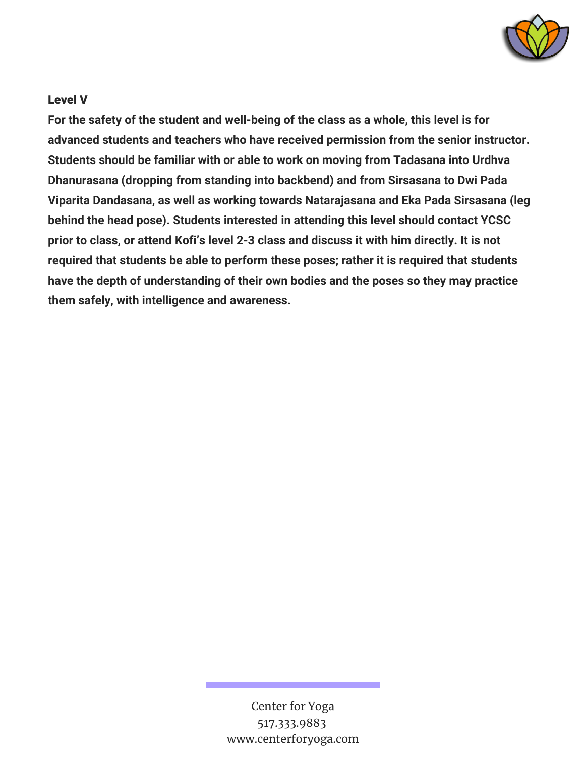### Level V

**For the safety of the student and well-being of the class as a whole, this level is for advanced students and teachers who have received permission from the senior instructor. Students should be familiar with or able to work on moving from Tadasana into Urdhva Dhanurasana (dropping from standing into backbend) and from Sirsasana to Dwi Pada Viparita Dandasana, as well as working towards Natarajasana and Eka Pada Sirsasana (leg behind the head pose). Students interested in attending this level should contact YCSC prior to class, or attend Kofi's level 2-3 class and discuss it with him directly. It is not required that students be able to perform these poses; rather it is required that students have the depth of understanding of their own bodies and the poses so they may practice them safely, with intelligence and awareness.**